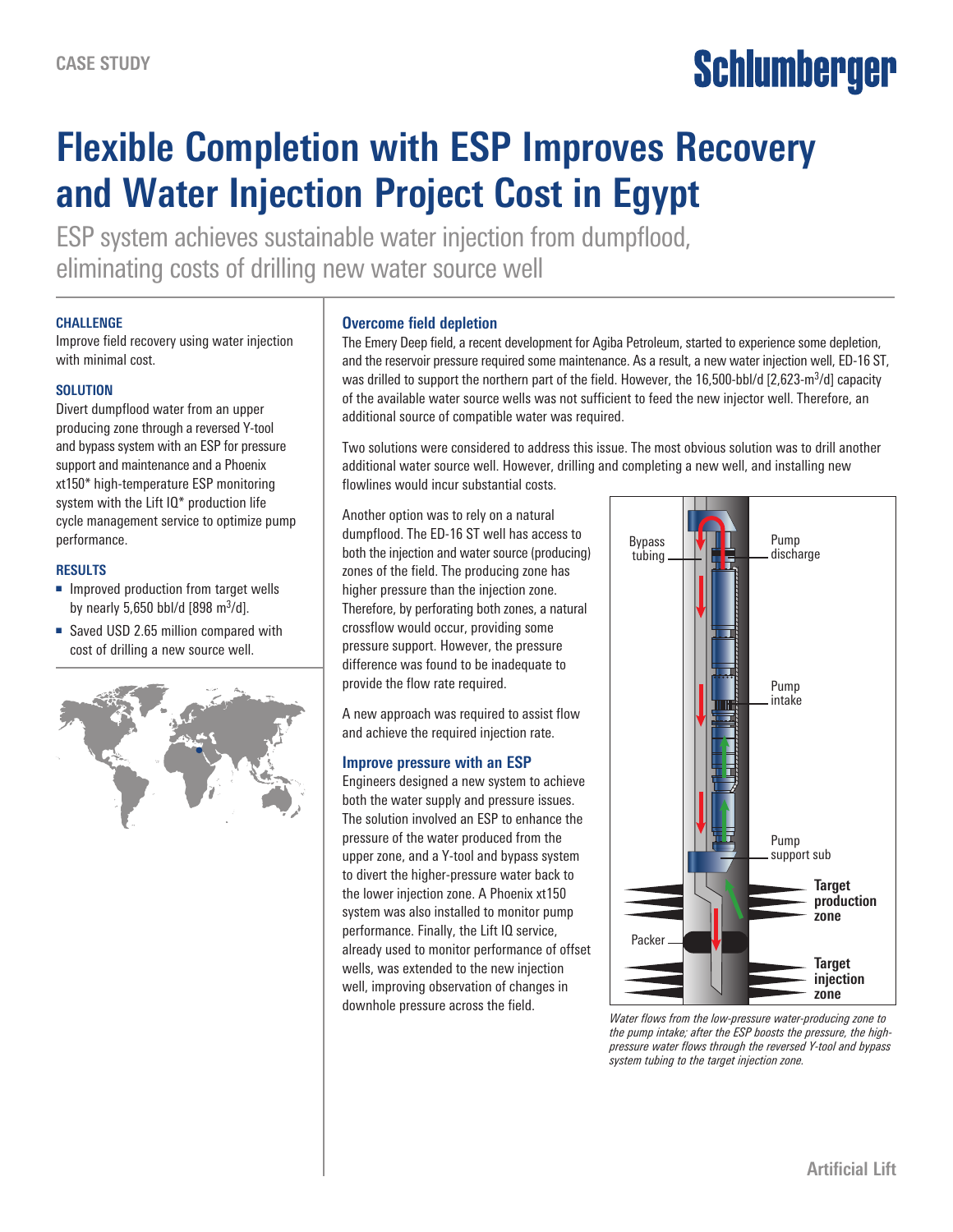CASE STUDY

# Flexible Completion with ESP Improves Recovery and Water Injection Project Cost in Egypt

ESP system achieves sustainable water injection from dumpflood, eliminating costs of drilling new water source well

### CHALLENGE

Improve field recovery using water injection with minimal cost.

### SOLUTION

Divert dumpflood water from an upper producing zone through a reversed Y-tool and bypass system with an ESP for pressure support and maintenance and a Phoenix xt150* high-temperature ESP monitoring system with the Lift IQ* production life cycle management service to optimize pump performance.

### RESULTS

- Improved production from target wells by nearly 5,650 bbl/d [898 $m^3$/d].
- Saved USD 2.65 million compared with cost of drilling a new source well.

## Overcome field depletion

The Emery Deep field, a recent development for Agiba Petroleum, started to experience some depletion, and the reservoir pressure required some maintenance. As a result, a new water injection well, ED-16 ST, was drilled to support the northern part of the field. However, the 16,500-bbl/d [2,623-$m^3$/d] capacity of the available water source wells was not sufficient to feed the new injector well. Therefore, an additional source of compatible water was required.

Two solutions were considered to address this issue. The most obvious solution was to drill another additional water source well. However, drilling and completing a new well, and installing new flowlines would incur substantial costs.

Another option was to rely on a natural dumpflood. The ED-16 ST well has access to both the injection and water source (producing) zones of the field. The producing zone has higher pressure than the injection zone. Therefore, by perforating both zones, a natural crossflow would occur, providing some pressure support. However, the pressure difference was found to be inadequate to provide the flow rate required.

A new approach was required to assist flow and achieve the required injection rate.

## Improve pressure with an ESP

Engineers designed a new system to achieve both the water supply and pressure issues. The solution involved an ESP to enhance the pressure of the water produced from the upper zone, and a Y-tool and bypass system to divert the higher-pressure water back to the lower injection zone. A Phoenix xt150 system was also installed to monitor pump performance. Finally, the Lift IQ service, already used to monitor performance of offset wells, was extended to the new injection well, improving observation of changes in downhole pressure across the field.

Bypass tubing | Pump discharge | Pump intake | Pump support sub | Target production zone | Packer | Target injection zone

*Water flows from the low-pressure water-producing zone to the pump intake; after the ESP boosts the pressure, the high-pressure water flows through the reversed Y-tool and bypass system tubing to the target injection zone.*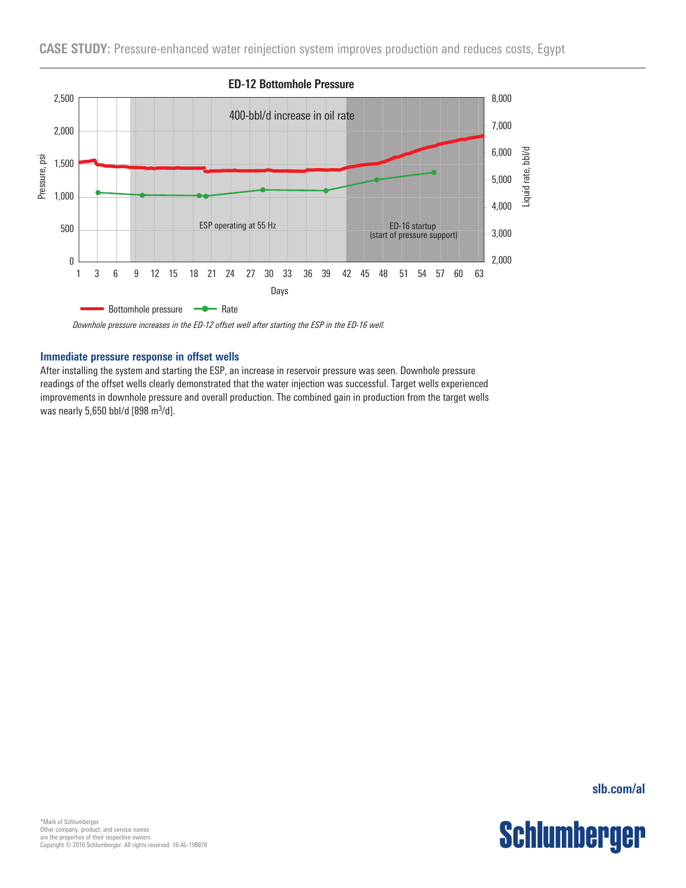ED-12 Bottomhole Pressure

400-bbl/d increase in oil rate

ESP operating at 55 Hz

ED-16 startup
(start of pressure support)

Pressure, psi

2,500
2,000
1,500
1,000
500
0

Liquid rate, bbl/d

8,000
7,000
6,000
5,000
4,000
3,000
2,000

1 3 6 9 12 15 18 21 24 27 30 33 36 39 42 45 48 51 54 57 60 63

Days

Bottomhole pressure — Rate

*Downhole pressure increases in the ED-12 offset well after starting the ESP in the ED-16 well.*

### Immediate pressure response in offset wells

After installing the system and starting the ESP, an increase in reservoir pressure was seen. Downhole pressure readings of the offset wells clearly demonstrated that the water injection was successful. Target wells experienced improvements in downhole pressure and overall production. The combined gain in production from the target wells was nearly 5,650 bbl/d [898 $m^3$/d].

slb.com/al

*Mark of Schlumberger
Other company, product, and service names
are the properties of their respective owners.
Copyright © 2016 Schlumberger. All rights reserved. 16-AL-198878

Schlumberger